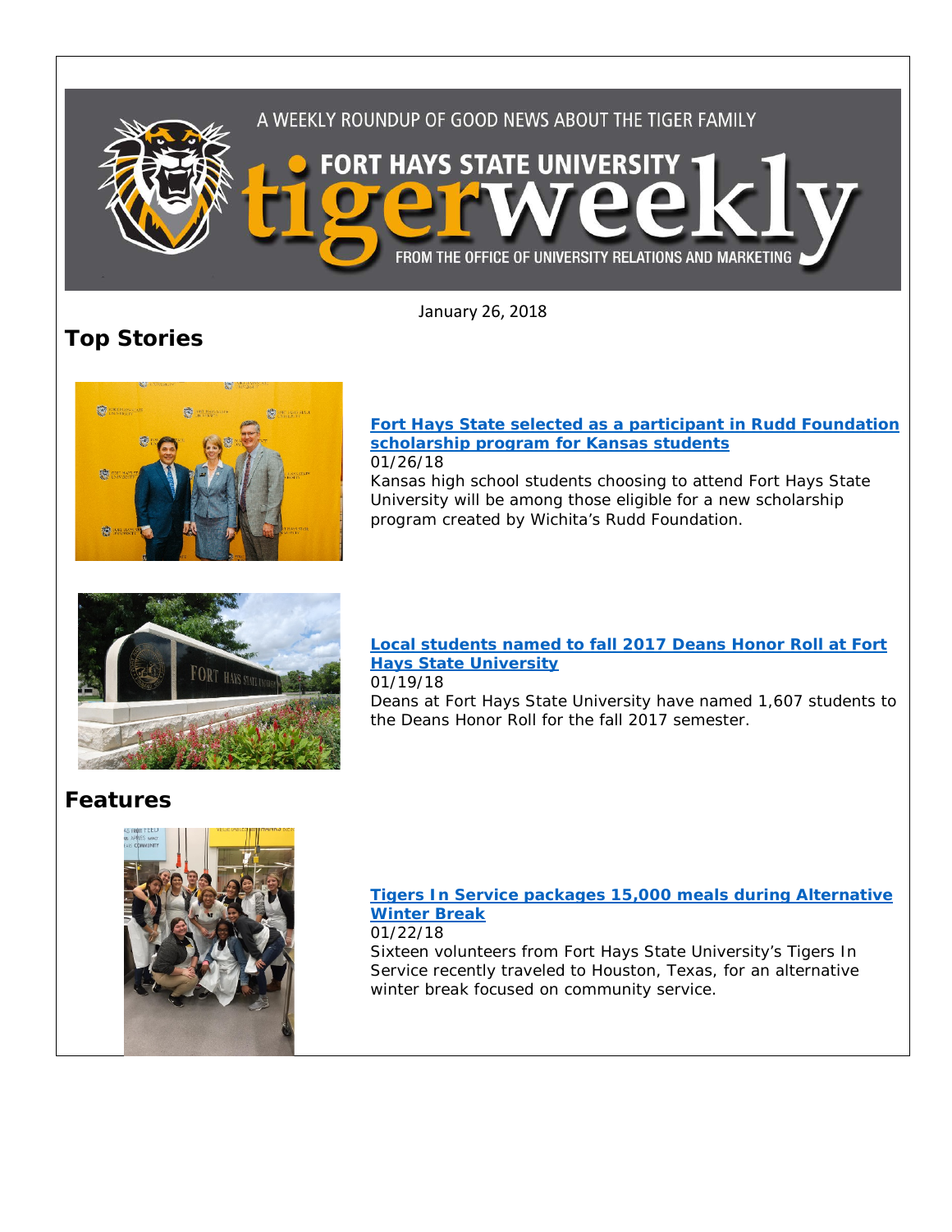A WEEKLY ROUNDUP OF GOOD NEWS ABOUT THE TIGER FAMILY

FORT HAYS STATE UNIVERSITY tigerweekly

FROM THE OFFICE OF UNIVERSITY RELATIONS AND MARKETING

January 26, 2018

## Top Stories

**Fort Hays State selected as a participant in Rudd Foundation scholarship program for Kansas students**
01/26/18
Kansas high school students choosing to attend Fort Hays State University will be among those eligible for a new scholarship program created by Wichita's Rudd Foundation.

**Local students named to fall 2017 Deans Honor Roll at Fort Hays State University**
01/19/18
Deans at Fort Hays State University have named 1,607 students to the Deans Honor Roll for the fall 2017 semester.

## Features

**Tigers In Service packages 15,000 meals during Alternative Winter Break**
01/22/18
Sixteen volunteers from Fort Hays State University's Tigers In Service recently traveled to Houston, Texas, for an alternative winter break focused on community service.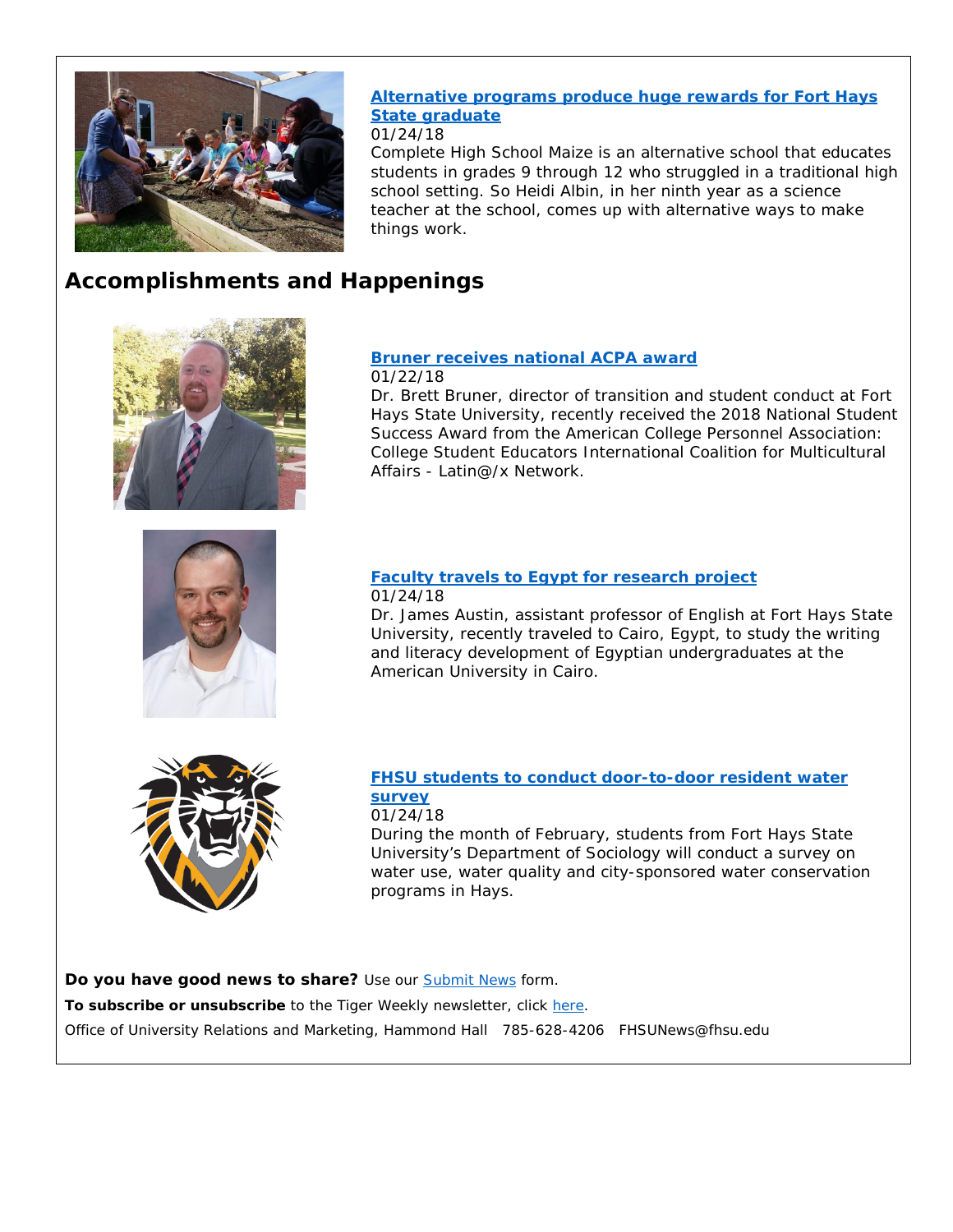**[Alternative programs produce huge rewards for Fort Hays State graduate](#)**
01/24/18
Complete High School Maize is an alternative school that educates students in grades 9 through 12 who struggled in a traditional high school setting. So Heidi Albin, in her ninth year as a science teacher at the school, comes up with alternative ways to make things work.

## Accomplishments and Happenings

**[Bruner receives national ACPA award](#)**
01/22/18
Dr. Brett Bruner, director of transition and student conduct at Fort Hays State University, recently received the 2018 National Student Success Award from the American College Personnel Association: College Student Educators International Coalition for Multicultural Affairs - Latin@/x Network.

**[Faculty travels to Egypt for research project](#)**
01/24/18
Dr. James Austin, assistant professor of English at Fort Hays State University, recently traveled to Cairo, Egypt, to study the writing and literacy development of Egyptian undergraduates at the American University in Cairo.

**[FHSU students to conduct door-to-door resident water survey](#)**
01/24/18
During the month of February, students from Fort Hays State University's Department of Sociology will conduct a survey on water use, water quality and city-sponsored water conservation programs in Hays.

**Do you have good news to share?** Use our [Submit News](#) form.

**To subscribe or unsubscribe** to the Tiger Weekly newsletter, click [here](#).

Office of University Relations and Marketing, Hammond Hall 785-628-4206 FHSUNews@fhsu.edu